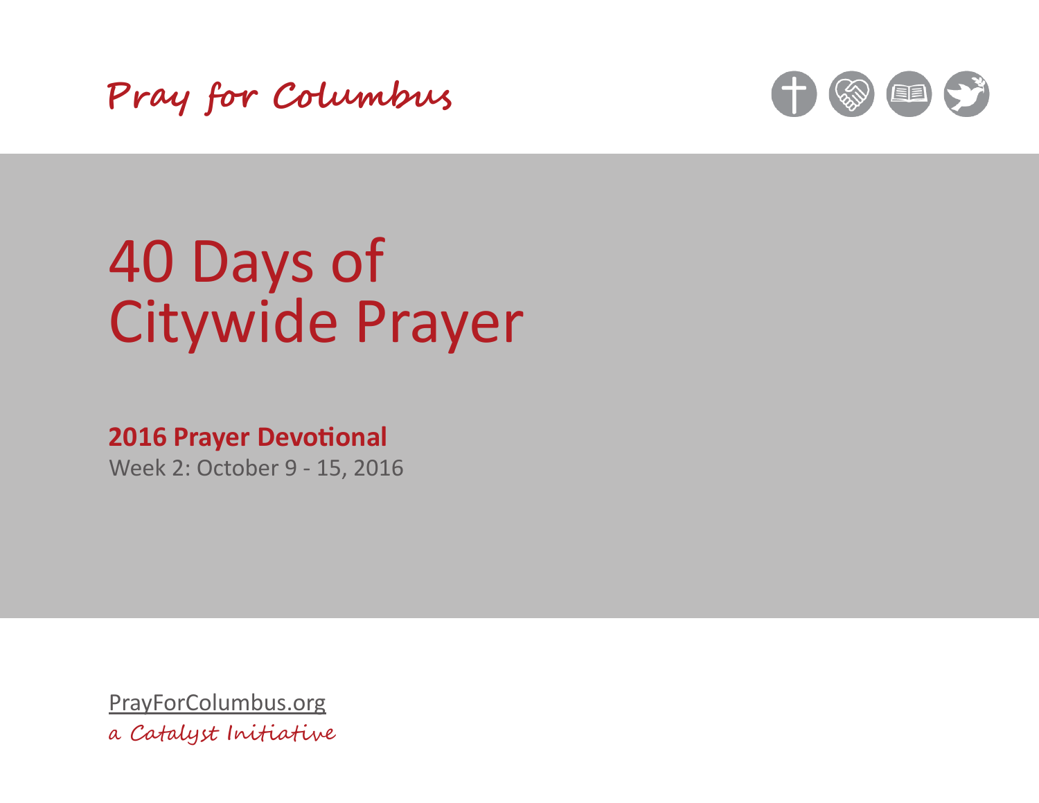Pray for Columbus

# 40 Days of Citywide Prayer

**2016 Prayer Devotional**

Week 2: October 9 - 15, 2016

PrayForColumbus.org

*a Catalyst Initiative*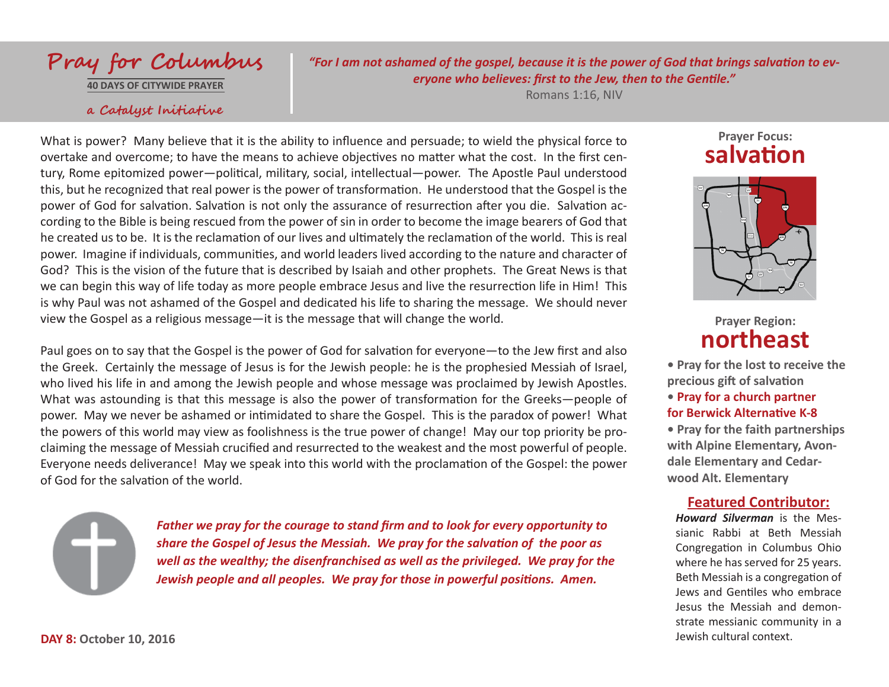# Pray for Columbus

**40 DAYS OF CITYWIDE PRAYER**

*a Catalyst Initiative*

*"For I am not ashamed of the gospel, because it is the power of God that brings salvation to everyone who believes: first to the Jew, then to the Gentile."*
Romans 1:16, NIV

What is power? Many believe that it is the ability to influence and persuade; to wield the physical force to overtake and overcome; to have the means to achieve objectives no matter what the cost. In the first century, Rome epitomized power—political, military, social, intellectual—power. The Apostle Paul understood this, but he recognized that real power is the power of transformation. He understood that the Gospel is the power of God for salvation. Salvation is not only the assurance of resurrection after you die. Salvation according to the Bible is being rescued from the power of sin in order to become the image bearers of God that he created us to be. It is the reclamation of our lives and ultimately the reclamation of the world. This is real power. Imagine if individuals, communities, and world leaders lived according to the nature and character of God? This is the vision of the future that is described by Isaiah and other prophets. The Great News is that we can begin this way of life today as more people embrace Jesus and live the resurrection life in Him! This is why Paul was not ashamed of the Gospel and dedicated his life to sharing the message. We should never view the Gospel as a religious message—it is the message that will change the world.

Paul goes on to say that the Gospel is the power of God for salvation for everyone—to the Jew first and also the Greek. Certainly the message of Jesus is for the Jewish people: he is the prophesied Messiah of Israel, who lived his life in and among the Jewish people and whose message was proclaimed by Jewish Apostles. What was astounding is that this message is also the power of transformation for the Greeks—people of power. May we never be ashamed or intimidated to share the Gospel. This is the paradox of power! What the powers of this world may view as foolishness is the true power of change! May our top priority be proclaiming the message of Messiah crucified and resurrected to the weakest and the most powerful of people. Everyone needs deliverance! May we speak into this world with the proclamation of the Gospel: the power of God for the salvation of the world.

***Father we pray for the courage to stand firm and to look for every opportunity to share the Gospel of Jesus the Messiah. We pray for the salvation of the poor as well as the wealthy; the disenfranchised as well as the privileged. We pray for the Jewish people and all peoples. We pray for those in powerful positions. Amen.***

**DAY 8:** **October 10, 2016**

**Prayer Focus:**
## salvation

**Prayer Region:**
## northeast

- **Pray for the lost to receive the precious gift of salvation**
- **Pray for a church partner for Berwick Alternative K-8**
- **Pray for the faith partnerships with Alpine Elementary, Avondale Elementary and Cedarwood Alt. Elementary**

### Featured Contributor:

***Howard Silverman*** is the Messianic Rabbi at Beth Messiah Congregation in Columbus Ohio where he has served for 25 years. Beth Messiah is a congregation of Jews and Gentiles who embrace Jesus the Messiah and demonstrate messianic community in a Jewish cultural context.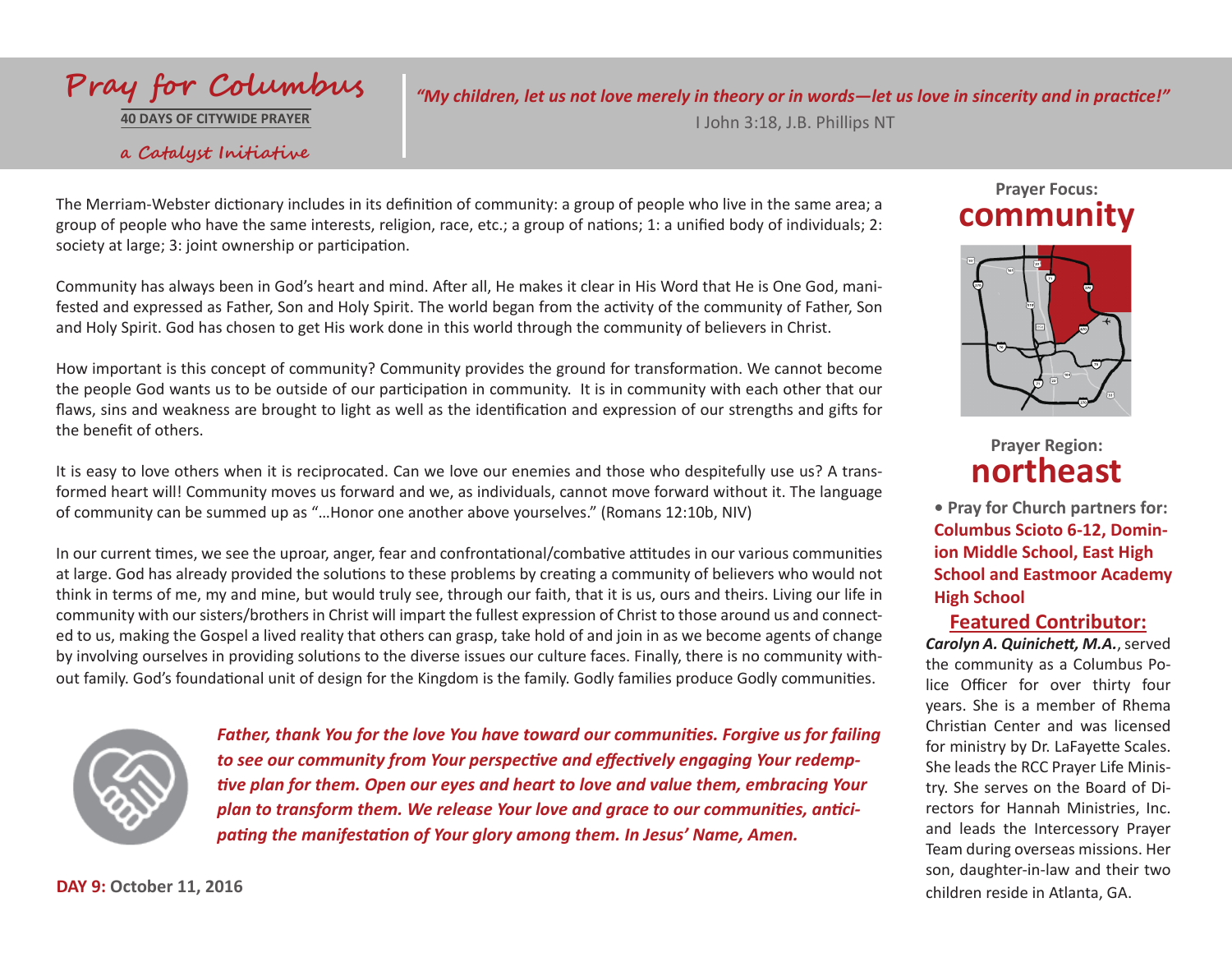# Pray for Columbus

**40 DAYS OF CITYWIDE PRAYER**

*a Catalyst Initiative*

***"My children, let us not love merely in theory or in words—let us love in sincerity and in practice!"***
I John 3:18, J.B. Phillips NT

The Merriam-Webster dictionary includes in its definition of community: a group of people who live in the same area; a group of people who have the same interests, religion, race, etc.; a group of nations; 1: a unified body of individuals; 2: society at large; 3: joint ownership or participation.

Community has always been in God's heart and mind. After all, He makes it clear in His Word that He is One God, manifested and expressed as Father, Son and Holy Spirit. The world began from the activity of the community of Father, Son and Holy Spirit. God has chosen to get His work done in this world through the community of believers in Christ.

How important is this concept of community? Community provides the ground for transformation. We cannot become the people God wants us to be outside of our participation in community. It is in community with each other that our flaws, sins and weakness are brought to light as well as the identification and expression of our strengths and gifts for the benefit of others.

It is easy to love others when it is reciprocated. Can we love our enemies and those who despitefully use us? A transformed heart will! Community moves us forward and we, as individuals, cannot move forward without it. The language of community can be summed up as "…Honor one another above yourselves." (Romans 12:10b, NIV)

In our current times, we see the uproar, anger, fear and confrontational/combative attitudes in our various communities at large. God has already provided the solutions to these problems by creating a community of believers who would not think in terms of me, my and mine, but would truly see, through our faith, that it is us, ours and theirs. Living our life in community with our sisters/brothers in Christ will impart the fullest expression of Christ to those around us and connected to us, making the Gospel a lived reality that others can grasp, take hold of and join in as we become agents of change by involving ourselves in providing solutions to the diverse issues our culture faces. Finally, there is no community without family. God's foundational unit of design for the Kingdom is the family. Godly families produce Godly communities.

***Father, thank You for the love You have toward our communities. Forgive us for failing to see our community from Your perspective and effectively engaging Your redemptive plan for them. Open our eyes and heart to love and value them, embracing Your plan to transform them. We release Your love and grace to our communities, anticipating the manifestation of Your glory among them. In Jesus' Name, Amen.***

**DAY 9: October 11, 2016**

**Prayer Focus:**
## community

**Prayer Region:**
## northeast

- **Pray for Church partners for: Columbus Scioto 6-12, Dominion Middle School, East High School and Eastmoor Academy High School**

**Featured Contributor:**

***Carolyn A. Quinichett, M.A.***, served the community as a Columbus Police Officer for over thirty four years. She is a member of Rhema Christian Center and was licensed for ministry by Dr. LaFayette Scales. She leads the RCC Prayer Life Ministry. She serves on the Board of Directors for Hannah Ministries, Inc. and leads the Intercessory Prayer Team during overseas missions. Her son, daughter-in-law and their two children reside in Atlanta, GA.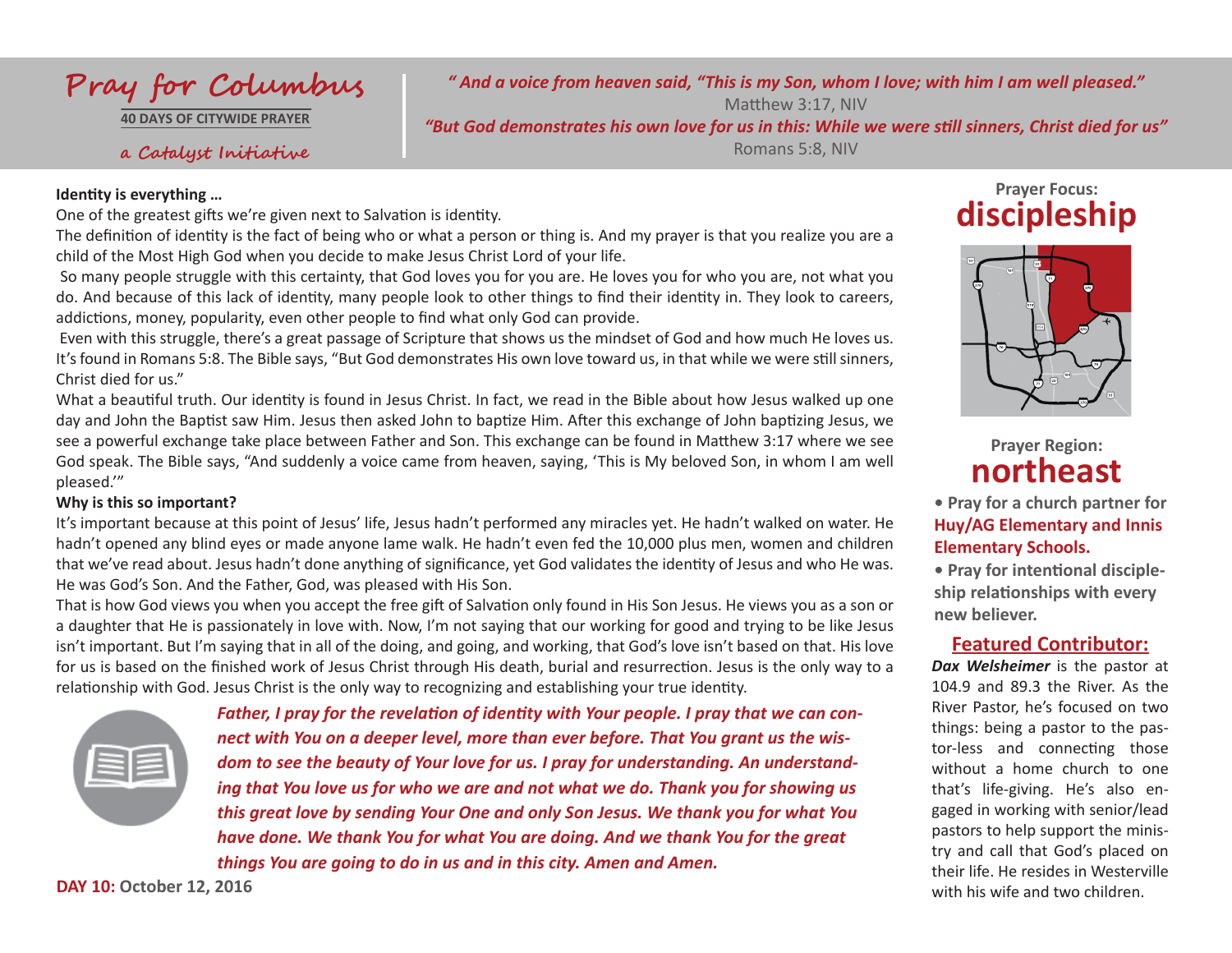# Pray for Columbus

**40 DAYS OF CITYWIDE PRAYER**

*a Catalyst Initiative*

***" And a voice from heaven said, "This is my Son, whom I love; with him I am well pleased."***
Matthew 3:17, NIV

***"But God demonstrates his own love for us in this: While we were still sinners, Christ died for us"***
Romans 5:8, NIV

**Identity is everything …**

One of the greatest gifts we're given next to Salvation is identity.

The definition of identity is the fact of being who or what a person or thing is. And my prayer is that you realize you are a child of the Most High God when you decide to make Jesus Christ Lord of your life.

So many people struggle with this certainty, that God loves you for you are. He loves you for who you are, not what you do. And because of this lack of identity, many people look to other things to find their identity in. They look to careers, addictions, money, popularity, even other people to find what only God can provide.

Even with this struggle, there's a great passage of Scripture that shows us the mindset of God and how much He loves us. It's found in Romans 5:8. The Bible says, "But God demonstrates His own love toward us, in that while we were still sinners, Christ died for us."

What a beautiful truth. Our identity is found in Jesus Christ. In fact, we read in the Bible about how Jesus walked up one day and John the Baptist saw Him. Jesus then asked John to baptize Him. After this exchange of John baptizing Jesus, we see a powerful exchange take place between Father and Son. This exchange can be found in Matthew 3:17 where we see God speak. The Bible says, "And suddenly a voice came from heaven, saying, 'This is My beloved Son, in whom I am well pleased.'"

**Why is this so important?**

It's important because at this point of Jesus' life, Jesus hadn't performed any miracles yet. He hadn't walked on water. He hadn't opened any blind eyes or made anyone lame walk. He hadn't even fed the 10,000 plus men, women and children that we've read about. Jesus hadn't done anything of significance, yet God validates the identity of Jesus and who He was. He was God's Son. And the Father, God, was pleased with His Son.

That is how God views you when you accept the free gift of Salvation only found in His Son Jesus. He views you as a son or a daughter that He is passionately in love with. Now, I'm not saying that our working for good and trying to be like Jesus isn't important. But I'm saying that in all of the doing, and going, and working, that God's love isn't based on that. His love for us is based on the finished work of Jesus Christ through His death, burial and resurrection. Jesus is the only way to a relationship with God. Jesus Christ is the only way to recognizing and establishing your true identity.

***Father, I pray for the revelation of identity with Your people. I pray that we can connect with You on a deeper level, more than ever before. That You grant us the wisdom to see the beauty of Your love for us. I pray for understanding. An understanding that You love us for who we are and not what we do. Thank you for showing us this great love by sending Your One and only Son Jesus. We thank you for what You have done. We thank You for what You are doing. And we thank You for the great things You are going to do in us and in this city. Amen and Amen.***

**DAY 10: October 12, 2016**

**Prayer Focus:**
## discipleship

**Prayer Region:**
## northeast

- **Pray for a church partner for Huy/AG Elementary and Innis Elementary Schools.**
- **Pray for intentional discipleship relationships with every new believer.**

### Featured Contributor:

***Dax Welsheimer*** is the pastor at 104.9 and 89.3 the River. As the River Pastor, he's focused on two things: being a pastor to the pastor-less and connecting those without a home church to one that's life-giving. He's also engaged in working with senior/lead pastors to help support the ministry and call that God's placed on their life. He resides in Westerville with his wife and two children.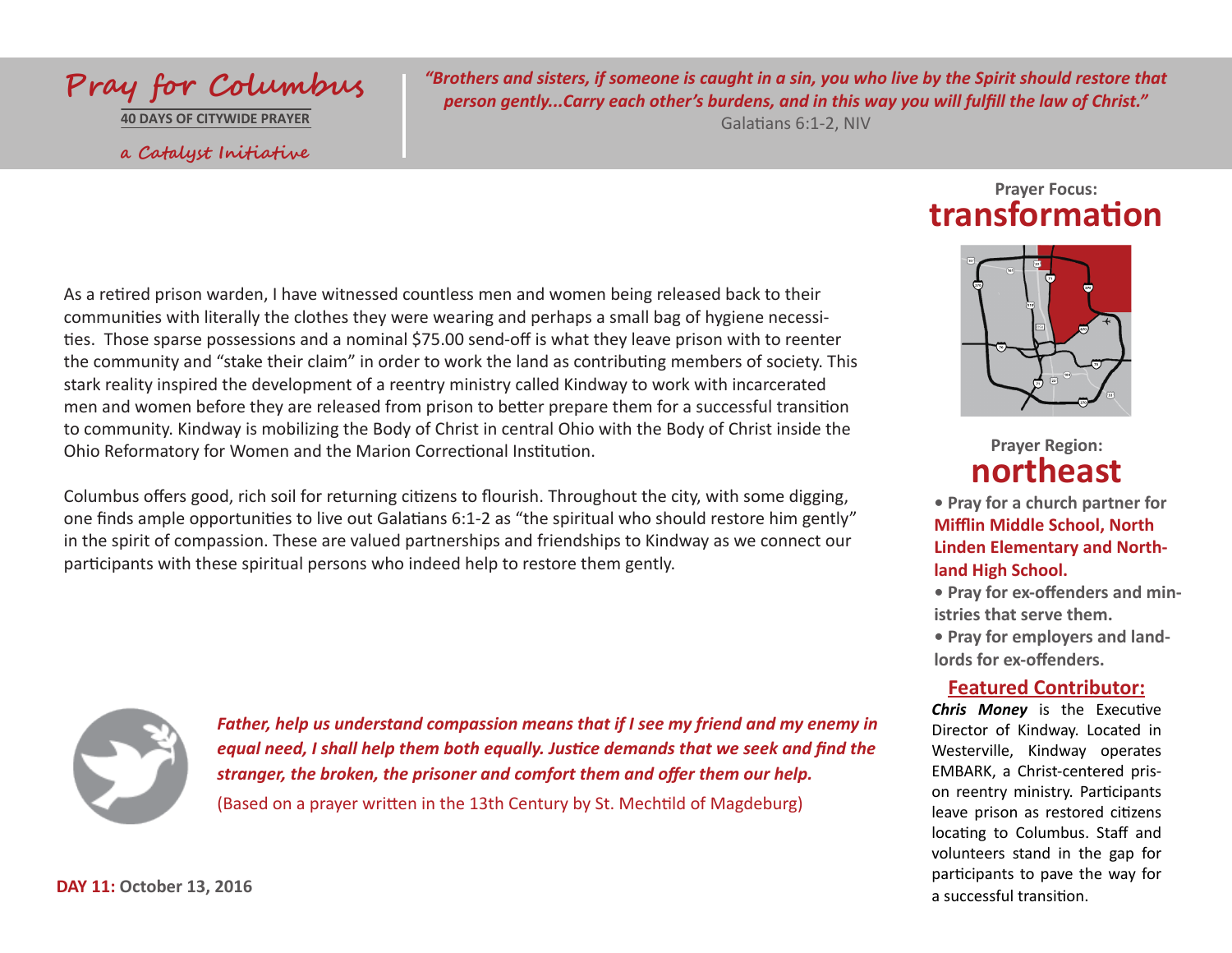# Pray for Columbus

**40 DAYS OF CITYWIDE PRAYER**

*a Catalyst Initiative*

***"Brothers and sisters, if someone is caught in a sin, you who live by the Spirit should restore that person gently...Carry each other's burdens, and in this way you will fulfill the law of Christ."***
Galatians 6:1-2, NIV

As a retired prison warden, I have witnessed countless men and women being released back to their communities with literally the clothes they were wearing and perhaps a small bag of hygiene necessities. Those sparse possessions and a nominal $75.00 send-off is what they leave prison with to reenter the community and "stake their claim" in order to work the land as contributing members of society. This stark reality inspired the development of a reentry ministry called Kindway to work with incarcerated men and women before they are released from prison to better prepare them for a successful transition to community. Kindway is mobilizing the Body of Christ in central Ohio with the Body of Christ inside the Ohio Reformatory for Women and the Marion Correctional Institution.

Columbus offers good, rich soil for returning citizens to flourish. Throughout the city, with some digging, one finds ample opportunities to live out Galatians 6:1-2 as "the spiritual who should restore him gently" in the spirit of compassion. These are valued partnerships and friendships to Kindway as we connect our participants with these spiritual persons who indeed help to restore them gently.

***Father, help us understand compassion means that if I see my friend and my enemy in equal need, I shall help them both equally. Justice demands that we seek and find the stranger, the broken, the prisoner and comfort them and offer them our help.***
(Based on a prayer written in the 13th Century by St. Mechtild of Magdeburg)

**DAY 11: October 13, 2016**

**Prayer Focus:**
## transformation

**Prayer Region:**
## northeast

- **Pray for a church partner for Mifflin Middle School, North Linden Elementary and Northland High School.**
- **Pray for ex-offenders and ministries that serve them.**
- **Pray for employers and landlords for ex-offenders.**

### Featured Contributor:

***Chris Money*** is the Executive Director of Kindway. Located in Westerville, Kindway operates EMBARK, a Christ-centered prison reentry ministry. Participants leave prison as restored citizens locating to Columbus. Staff and volunteers stand in the gap for participants to pave the way for a successful transition.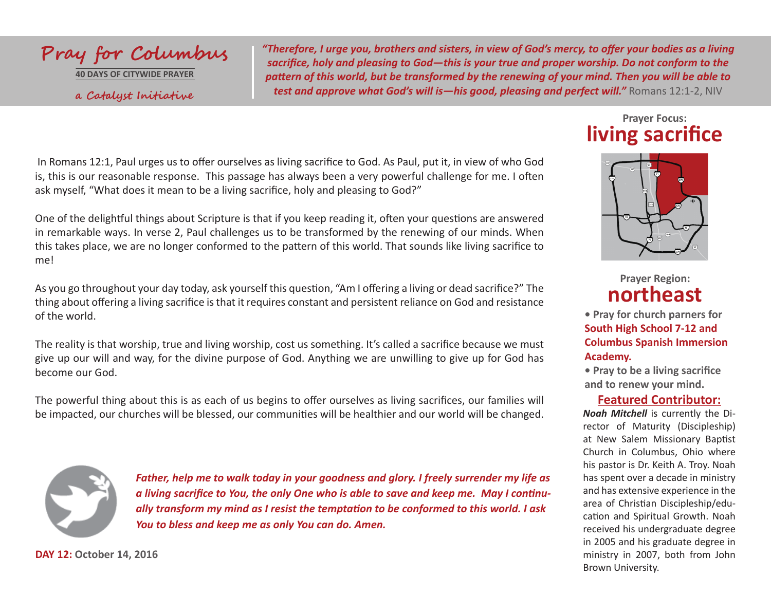# Pray for Columbus

**40 DAYS OF CITYWIDE PRAYER**

*a Catalyst Initiative*

***"Therefore, I urge you, brothers and sisters, in view of God's mercy, to offer your bodies as a living sacrifice, holy and pleasing to God—this is your true and proper worship. Do not conform to the pattern of this world, but be transformed by the renewing of your mind. Then you will be able to test and approve what God's will is—his good, pleasing and perfect will."*** Romans 12:1-2, NIV

In Romans 12:1, Paul urges us to offer ourselves as living sacrifice to God. As Paul, put it, in view of who God is, this is our reasonable response. This passage has always been a very powerful challenge for me. I often ask myself, "What does it mean to be a living sacrifice, holy and pleasing to God?"

One of the delightful things about Scripture is that if you keep reading it, often your questions are answered in remarkable ways. In verse 2, Paul challenges us to be transformed by the renewing of our minds. When this takes place, we are no longer conformed to the pattern of this world. That sounds like living sacrifice to me!

As you go throughout your day today, ask yourself this question, "Am I offering a living or dead sacrifice?" The thing about offering a living sacrifice is that it requires constant and persistent reliance on God and resistance of the world.

The reality is that worship, true and living worship, cost us something. It's called a sacrifice because we must give up our will and way, for the divine purpose of God. Anything we are unwilling to give up for God has become our God.

The powerful thing about this is as each of us begins to offer ourselves as living sacrifices, our families will be impacted, our churches will be blessed, our communities will be healthier and our world will be changed.

***Father, help me to walk today in your goodness and glory. I freely surrender my life as a living sacrifice to You, the only One who is able to save and keep me. May I continually transform my mind as I resist the temptation to be conformed to this world. I ask You to bless and keep me as only You can do. Amen.***

**DAY 12: October 14, 2016**

**Prayer Focus:**

## living sacrifice

**Prayer Region:**

## northeast

- **Pray for church parners for South High School 7-12 and Columbus Spanish Immersion Academy.**
- **Pray to be a living sacrifice and to renew your mind.**

**Featured Contributor:**

***Noah Mitchell*** is currently the Director of Maturity (Discipleship) at New Salem Missionary Baptist Church in Columbus, Ohio where his pastor is Dr. Keith A. Troy. Noah has spent over a decade in ministry and has extensive experience in the area of Christian Discipleship/education and Spiritual Growth. Noah received his undergraduate degree in 2005 and his graduate degree in ministry in 2007, both from John Brown University.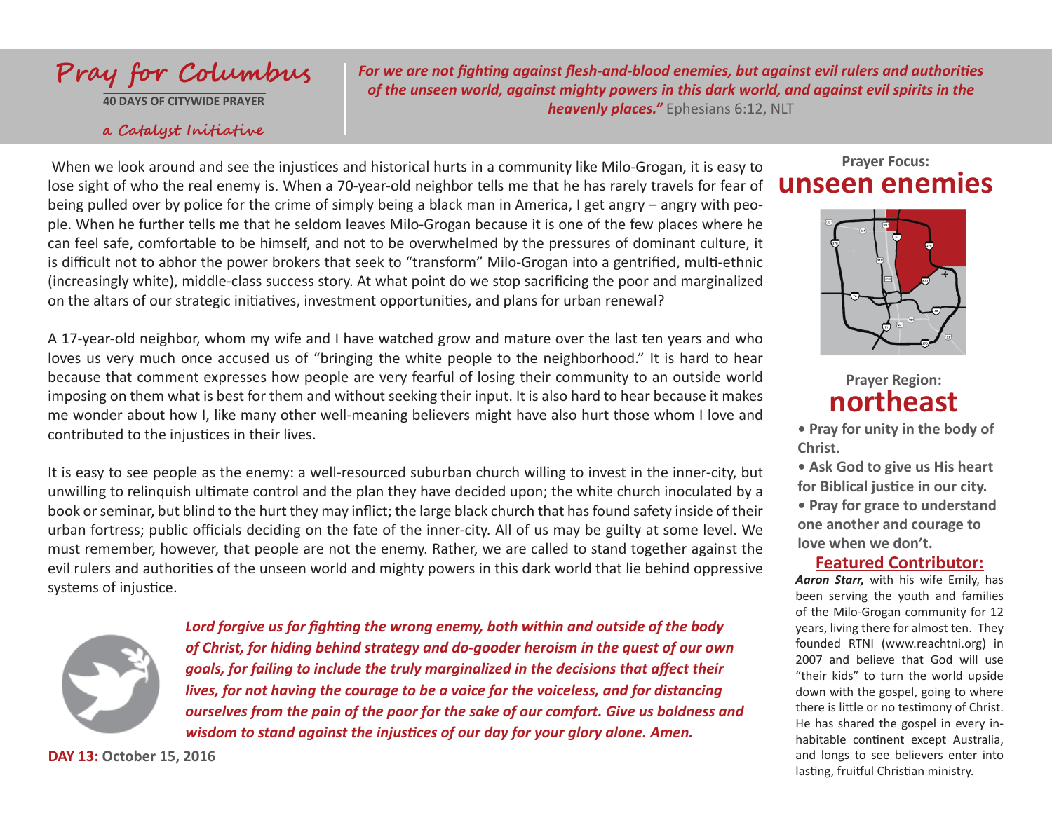# Pray for Columbus

**40 DAYS OF CITYWIDE PRAYER**

*a Catalyst Initiative*

***For we are not fighting against flesh-and-blood enemies, but against evil rulers and authorities of the unseen world, against mighty powers in this dark world, and against evil spirits in the heavenly places."*** Ephesians 6:12, NLT

When we look around and see the injustices and historical hurts in a community like Milo-Grogan, it is easy to lose sight of who the real enemy is. When a 70-year-old neighbor tells me that he has rarely travels for fear of being pulled over by police for the crime of simply being a black man in America, I get angry – angry with people. When he further tells me that he seldom leaves Milo-Grogan because it is one of the few places where he can feel safe, comfortable to be himself, and not to be overwhelmed by the pressures of dominant culture, it is difficult not to abhor the power brokers that seek to "transform" Milo-Grogan into a gentrified, multi-ethnic (increasingly white), middle-class success story. At what point do we stop sacrificing the poor and marginalized on the altars of our strategic initiatives, investment opportunities, and plans for urban renewal?

A 17-year-old neighbor, whom my wife and I have watched grow and mature over the last ten years and who loves us very much once accused us of "bringing the white people to the neighborhood." It is hard to hear because that comment expresses how people are very fearful of losing their community to an outside world imposing on them what is best for them and without seeking their input. It is also hard to hear because it makes me wonder about how I, like many other well-meaning believers might have also hurt those whom I love and contributed to the injustices in their lives.

It is easy to see people as the enemy: a well-resourced suburban church willing to invest in the inner-city, but unwilling to relinquish ultimate control and the plan they have decided upon; the white church inoculated by a book or seminar, but blind to the hurt they may inflict; the large black church that has found safety inside of their urban fortress; public officials deciding on the fate of the inner-city. All of us may be guilty at some level. We must remember, however, that people are not the enemy. Rather, we are called to stand together against the evil rulers and authorities of the unseen world and mighty powers in this dark world that lie behind oppressive systems of injustice.

***Lord forgive us for fighting the wrong enemy, both within and outside of the body of Christ, for hiding behind strategy and do-gooder heroism in the quest of our own goals, for failing to include the truly marginalized in the decisions that affect their lives, for not having the courage to be a voice for the voiceless, and for distancing ourselves from the pain of the poor for the sake of our comfort. Give us boldness and wisdom to stand against the injustices of our day for your glory alone. Amen.***

**DAY 13:** **October 15, 2016**

**Prayer Focus:**

## unseen enemies

**Prayer Region:**

## northeast

- **Pray for unity in the body of Christ.**
- **Ask God to give us His heart for Biblical justice in our city.**
- **Pray for grace to understand one another and courage to love when we don't.**

**Featured Contributor:**

***Aaron Starr,*** with his wife Emily, has been serving the youth and families of the Milo-Grogan community for 12 years, living there for almost ten. They founded RTNI (www.reachtni.org) in 2007 and believe that God will use "their kids" to turn the world upside down with the gospel, going to where there is little or no testimony of Christ. He has shared the gospel in every inhabitable continent except Australia, and longs to see believers enter into lasting, fruitful Christian ministry.